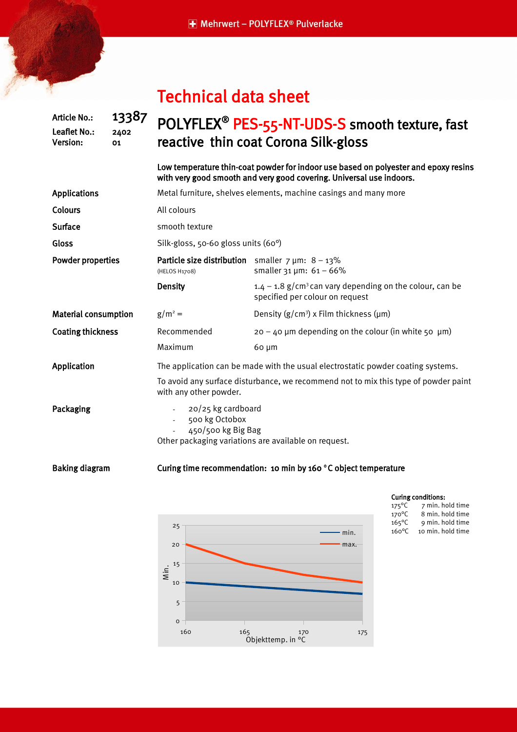# Technical data sheet

| | |
|---|---|
| Article No.: | 13387 |
| Leaflet No.: | 2402 |
| Version: | 01 |

## POLYFLEX® PES-55-NT-UDS-S smooth texture, fast reactive thin coat Corona Silk-gloss

**Low temperature thin-coat powder for indoor use based on polyester and epoxy resins with very good smooth and very good covering. Universal use indoors.**

**Applications**
Metal furniture, shelves elements, machine casings and many more

**Colours**
All colours

**Surface**
smooth texture

**Gloss**
Silk-gloss, 50-60 gloss units (60°)

**Powder properties**

| | |
|---|---|
| **Particle size distribution** (HELOS H1708) | smaller 7 µm: 8 – 13%<br>smaller 31 µm: 61 – 66% |
| **Density** | 1.4 – 1.8 g/cm³ can vary depending on the colour, can be specified per colour on request |

**Material consumption**
g/m² = Density (g/cm³) x Film thickness (µm)

**Coating thickness**

| | |
|---|---|
| Recommended | 20 – 40 µm depending on the colour (in white 50 µm) |
| Maximum | 60 µm |

**Application**
The application can be made with the usual electrostatic powder coating systems.

To avoid any surface disturbance, we recommend not to mix this type of powder paint with any other powder.

**Packaging**
- 20/25 kg cardboard
- 500 kg Octobox
- 450/500 kg Big Bag

Other packaging variations are available on request.

**Baking diagram**

**Curing time recommendation: 10 min by 160 °C object temperature**

**Curing conditions:**

| | |
|---|---|
| 175°C | 7 min. hold time |
| 170°C | 8 min. hold time |
| 165°C | 9 min. hold time |
| 160°C | 10 min. hold time |

Chart: Min. vs. Objekttemp. in °C (160–175); lines: min., max.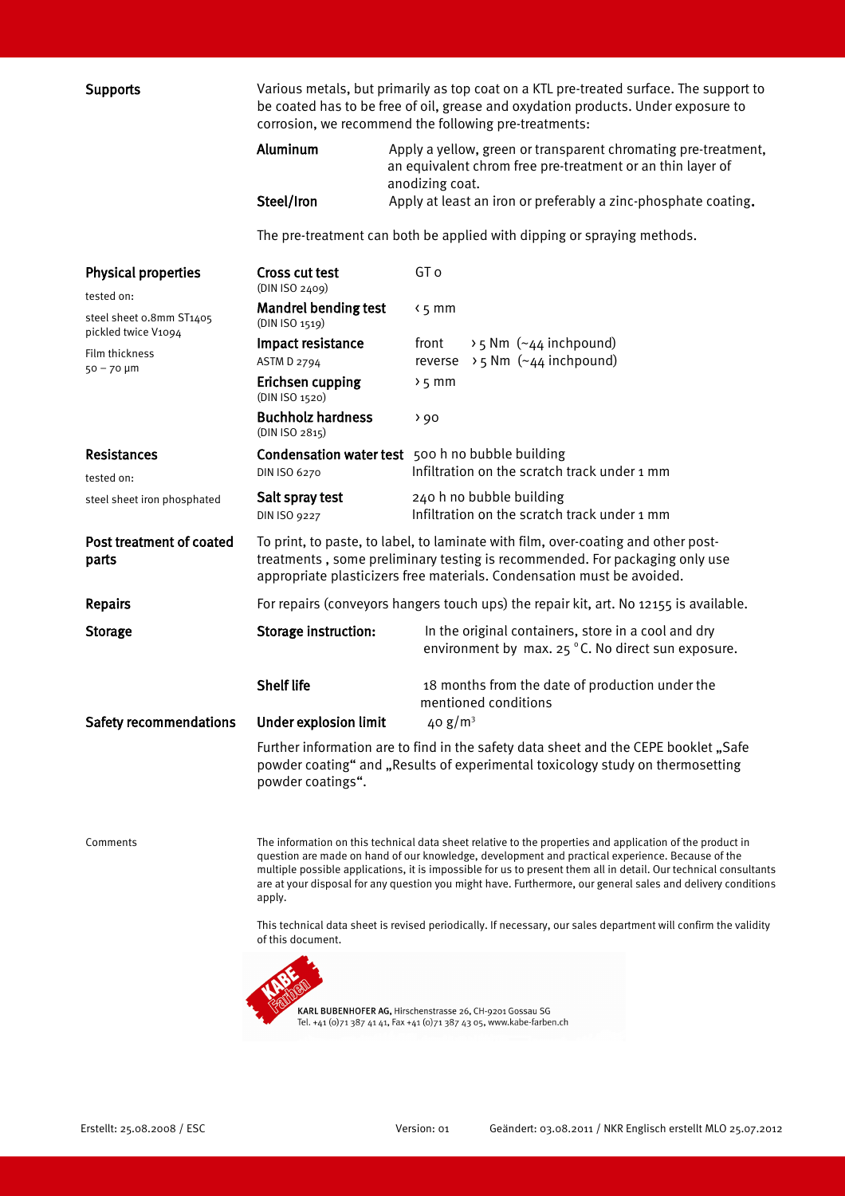## Supports

Various metals, but primarily as top coat on a KTL pre-treated surface. The support to be coated has to be free of oil, grease and oxydation products. Under exposure to corrosion, we recommend the following pre-treatments:

| | |
|---|---|
| **Aluminum** | Apply a yellow, green or transparent chromating pre-treatment, an equivalent chrom free pre-treatment or an thin layer of anodizing coat. |
| **Steel/Iron** | Apply at least an iron or preferably a zinc-phosphate coating. |

The pre-treatment can both be applied with dipping or spraying methods.

## Physical properties

tested on:

steel sheet 0.8mm ST1405 pickled twice V1094

Film thickness 50 – 70 µm

| | |
|---|---|
| **Cross cut test** (DIN ISO 2409) | GT 0 |
| **Mandrel bending test** (DIN ISO 1519) | < 5 mm |
| **Impact resistance** ASTM D 2794 | front > 5 Nm (~44 inchpound)<br>reverse > 5 Nm (~44 inchpound) |
| **Erichsen cupping** (DIN ISO 1520) | > 5 mm |
| **Buchholz hardness** (DIN ISO 2815) | > 90 |

## Resistances

tested on:

steel sheet iron phosphated

| | |
|---|---|
| **Condensation water test** DIN ISO 6270 | 500 h no bubble building<br>Infiltration on the scratch track under 1 mm |
| **Salt spray test** DIN ISO 9227 | 240 h no bubble building<br>Infiltration on the scratch track under 1 mm |

## Post treatment of coated parts

To print, to paste, to label, to laminate with film, over-coating and other post-treatments , some preliminary testing is recommended. For packaging only use appropriate plasticizers free materials. Condensation must be avoided.

## Repairs

For repairs (conveyors hangers touch ups) the repair kit, art. No 12155 is available.

## Storage

| | |
|---|---|
| **Storage instruction:** | In the original containers, store in a cool and dry environment by max. 25 °C. No direct sun exposure. |
| **Shelf life** | 18 months from the date of production under the mentioned conditions |

## Safety recommendations

**Under explosion limit** 40 g/m$^3$

Further information are to find in the safety data sheet and the CEPE booklet „Safe powder coating“ and „Results of experimental toxicology study on thermosetting powder coatings“.

Comments

The information on this technical data sheet relative to the properties and application of the product in question are made on hand of our knowledge, development and practical experience. Because of the multiple possible applications, it is impossible for us to present them all in detail. Our technical consultants are at your disposal for any question you might have. Furthermore, our general sales and delivery conditions apply.

This technical data sheet is revised periodically. If necessary, our sales department will confirm the validity of this document.

KABE Farben

**KARL BUBENHOFER AG,** Hirschenstrasse 26, CH-9201 Gossau SG
Tel. +41 (0)71 387 41 41, Fax +41 (0)71 387 43 05, www.kabe-farben.ch

Erstellt: 25.08.2008 / ESC Version: 01 Geändert: 03.08.2011 / NKR Englisch erstellt MLO 25.07.2012